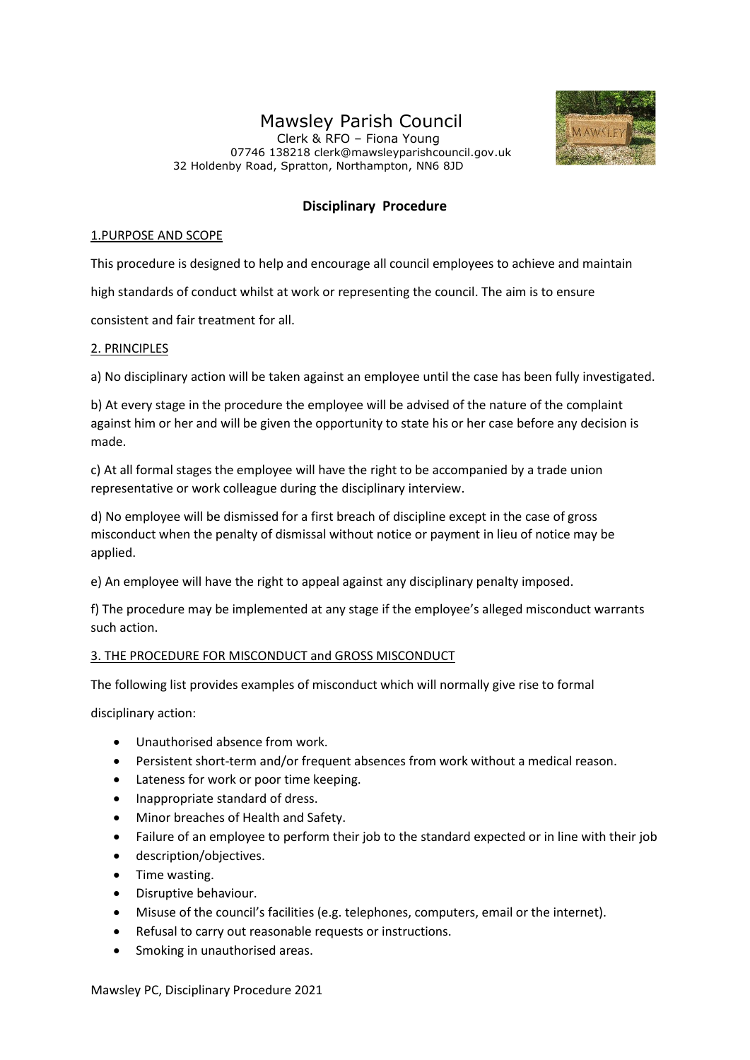# Mawsley Parish Council

Clerk & RFO – Fiona Young
07746 138218 clerk@mawsleyparishcouncil.gov.uk
32 Holdenby Road, Spratton, Northampton, NN6 8JD

## Disciplinary Procedure

### 1.PURPOSE AND SCOPE

This procedure is designed to help and encourage all council employees to achieve and maintain high standards of conduct whilst at work or representing the council. The aim is to ensure consistent and fair treatment for all.

### 2. PRINCIPLES

a) No disciplinary action will be taken against an employee until the case has been fully investigated.

b) At every stage in the procedure the employee will be advised of the nature of the complaint against him or her and will be given the opportunity to state his or her case before any decision is made.

c) At all formal stages the employee will have the right to be accompanied by a trade union representative or work colleague during the disciplinary interview.

d) No employee will be dismissed for a first breach of discipline except in the case of gross misconduct when the penalty of dismissal without notice or payment in lieu of notice may be applied.

e) An employee will have the right to appeal against any disciplinary penalty imposed.

f) The procedure may be implemented at any stage if the employee's alleged misconduct warrants such action.

### 3. THE PROCEDURE FOR MISCONDUCT and GROSS MISCONDUCT

The following list provides examples of misconduct which will normally give rise to formal disciplinary action:

- Unauthorised absence from work.
- Persistent short-term and/or frequent absences from work without a medical reason.
- Lateness for work or poor time keeping.
- Inappropriate standard of dress.
- Minor breaches of Health and Safety.
- Failure of an employee to perform their job to the standard expected or in line with their job
- description/objectives.
- Time wasting.
- Disruptive behaviour.
- Misuse of the council's facilities (e.g. telephones, computers, email or the internet).
- Refusal to carry out reasonable requests or instructions.
- Smoking in unauthorised areas.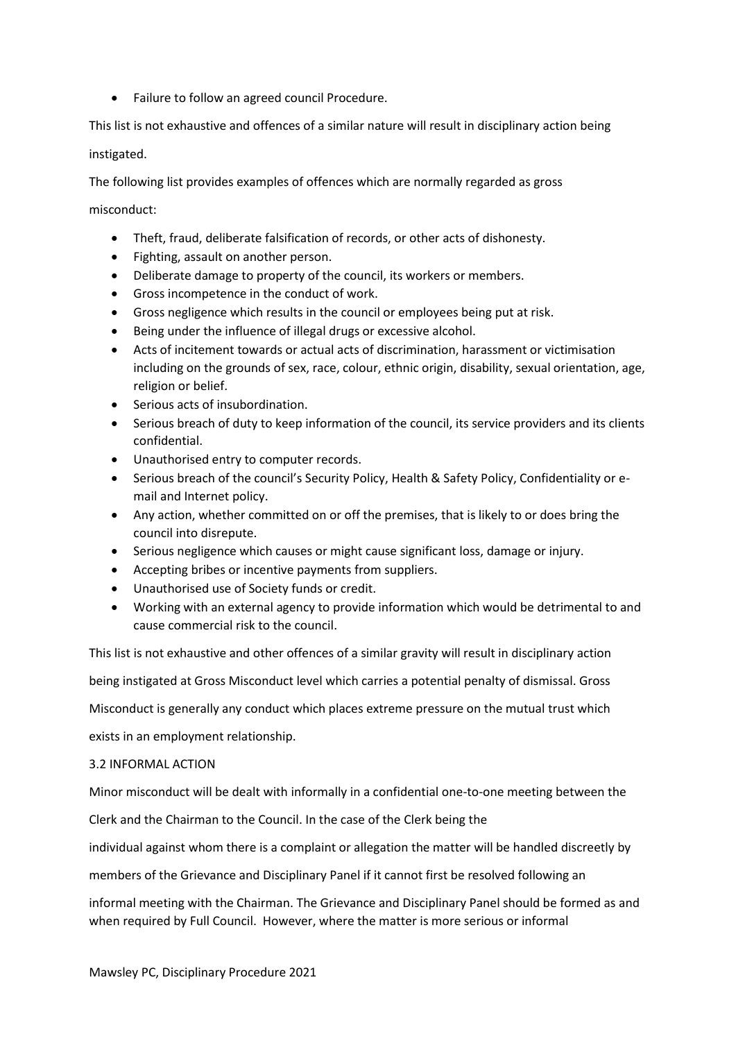- Failure to follow an agreed council Procedure.

This list is not exhaustive and offences of a similar nature will result in disciplinary action being instigated.

The following list provides examples of offences which are normally regarded as gross misconduct:

- Theft, fraud, deliberate falsification of records, or other acts of dishonesty.
- Fighting, assault on another person.
- Deliberate damage to property of the council, its workers or members.
- Gross incompetence in the conduct of work.
- Gross negligence which results in the council or employees being put at risk.
- Being under the influence of illegal drugs or excessive alcohol.
- Acts of incitement towards or actual acts of discrimination, harassment or victimisation including on the grounds of sex, race, colour, ethnic origin, disability, sexual orientation, age, religion or belief.
- Serious acts of insubordination.
- Serious breach of duty to keep information of the council, its service providers and its clients confidential.
- Unauthorised entry to computer records.
- Serious breach of the council's Security Policy, Health & Safety Policy, Confidentiality or e-mail and Internet policy.
- Any action, whether committed on or off the premises, that is likely to or does bring the council into disrepute.
- Serious negligence which causes or might cause significant loss, damage or injury.
- Accepting bribes or incentive payments from suppliers.
- Unauthorised use of Society funds or credit.
- Working with an external agency to provide information which would be detrimental to and cause commercial risk to the council.

This list is not exhaustive and other offences of a similar gravity will result in disciplinary action being instigated at Gross Misconduct level which carries a potential penalty of dismissal. Gross Misconduct is generally any conduct which places extreme pressure on the mutual trust which exists in an employment relationship.

### 3.2 INFORMAL ACTION

Minor misconduct will be dealt with informally in a confidential one-to-one meeting between the Clerk and the Chairman to the Council. In the case of the Clerk being the individual against whom there is a complaint or allegation the matter will be handled discreetly by members of the Grievance and Disciplinary Panel if it cannot first be resolved following an informal meeting with the Chairman. The Grievance and Disciplinary Panel should be formed as and when required by Full Council. However, where the matter is more serious or informal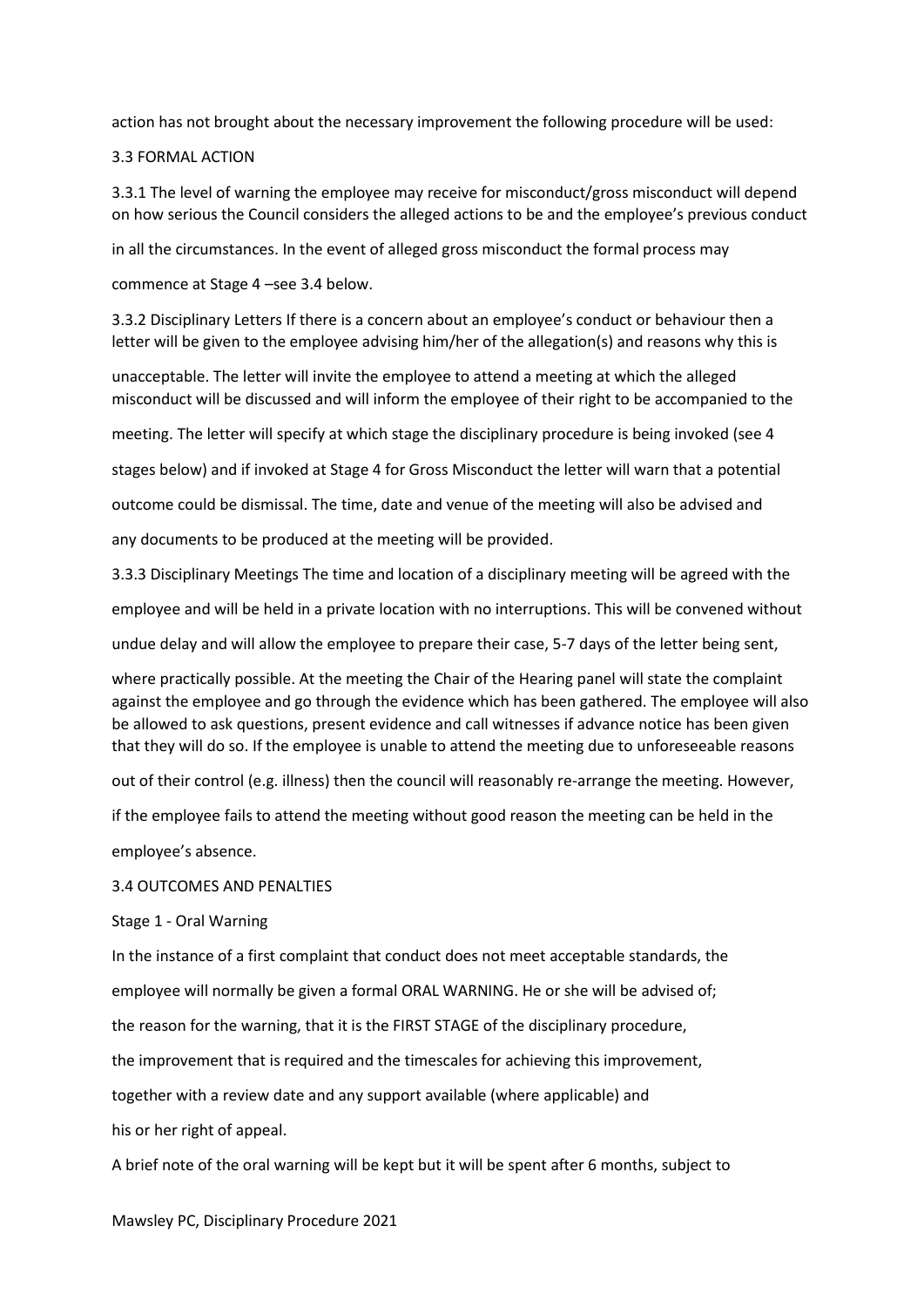action has not brought about the necessary improvement the following procedure will be used:

### 3.3 FORMAL ACTION

3.3.1 The level of warning the employee may receive for misconduct/gross misconduct will depend on how serious the Council considers the alleged actions to be and the employee's previous conduct in all the circumstances. In the event of alleged gross misconduct the formal process may commence at Stage 4 –see 3.4 below.

3.3.2 Disciplinary Letters If there is a concern about an employee's conduct or behaviour then a letter will be given to the employee advising him/her of the allegation(s) and reasons why this is unacceptable. The letter will invite the employee to attend a meeting at which the alleged misconduct will be discussed and will inform the employee of their right to be accompanied to the meeting. The letter will specify at which stage the disciplinary procedure is being invoked (see 4 stages below) and if invoked at Stage 4 for Gross Misconduct the letter will warn that a potential outcome could be dismissal. The time, date and venue of the meeting will also be advised and any documents to be produced at the meeting will be provided.

3.3.3 Disciplinary Meetings The time and location of a disciplinary meeting will be agreed with the employee and will be held in a private location with no interruptions. This will be convened without undue delay and will allow the employee to prepare their case, 5-7 days of the letter being sent, where practically possible. At the meeting the Chair of the Hearing panel will state the complaint against the employee and go through the evidence which has been gathered. The employee will also be allowed to ask questions, present evidence and call witnesses if advance notice has been given that they will do so. If the employee is unable to attend the meeting due to unforeseeable reasons out of their control (e.g. illness) then the council will reasonably re-arrange the meeting. However, if the employee fails to attend the meeting without good reason the meeting can be held in the employee's absence.

### 3.4 OUTCOMES AND PENALTIES

Stage 1 - Oral Warning

In the instance of a first complaint that conduct does not meet acceptable standards, the employee will normally be given a formal ORAL WARNING. He or she will be advised of;

the reason for the warning, that it is the FIRST STAGE of the disciplinary procedure,

the improvement that is required and the timescales for achieving this improvement,

together with a review date and any support available (where applicable) and

his or her right of appeal.

A brief note of the oral warning will be kept but it will be spent after 6 months, subject to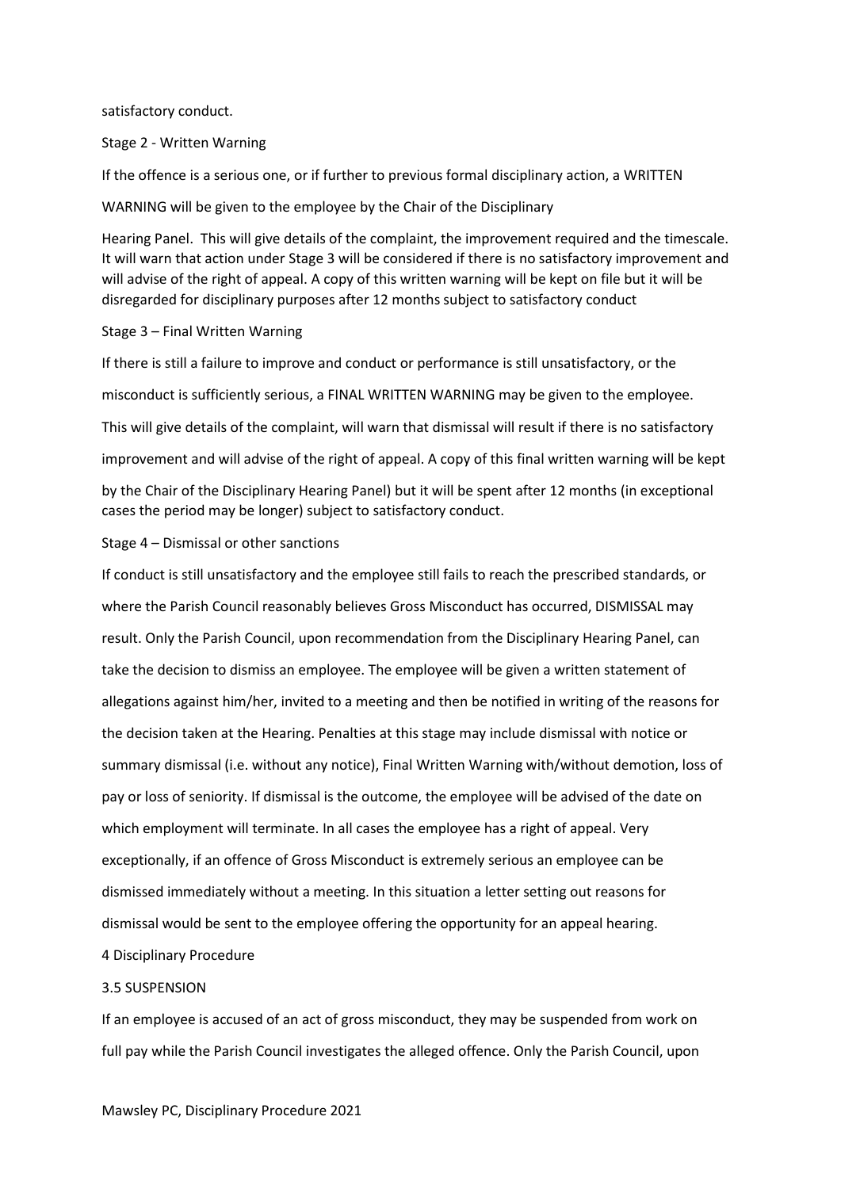satisfactory conduct.

Stage 2 - Written Warning

If the offence is a serious one, or if further to previous formal disciplinary action, a WRITTEN WARNING will be given to the employee by the Chair of the Disciplinary Hearing Panel. This will give details of the complaint, the improvement required and the timescale. It will warn that action under Stage 3 will be considered if there is no satisfactory improvement and will advise of the right of appeal. A copy of this written warning will be kept on file but it will be disregarded for disciplinary purposes after 12 months subject to satisfactory conduct

Stage 3 – Final Written Warning

If there is still a failure to improve and conduct or performance is still unsatisfactory, or the misconduct is sufficiently serious, a FINAL WRITTEN WARNING may be given to the employee. This will give details of the complaint, will warn that dismissal will result if there is no satisfactory improvement and will advise of the right of appeal. A copy of this final written warning will be kept by the Chair of the Disciplinary Hearing Panel) but it will be spent after 12 months (in exceptional cases the period may be longer) subject to satisfactory conduct.

Stage 4 – Dismissal or other sanctions

If conduct is still unsatisfactory and the employee still fails to reach the prescribed standards, or where the Parish Council reasonably believes Gross Misconduct has occurred, DISMISSAL may result. Only the Parish Council, upon recommendation from the Disciplinary Hearing Panel, can take the decision to dismiss an employee. The employee will be given a written statement of allegations against him/her, invited to a meeting and then be notified in writing of the reasons for the decision taken at the Hearing. Penalties at this stage may include dismissal with notice or summary dismissal (i.e. without any notice), Final Written Warning with/without demotion, loss of pay or loss of seniority. If dismissal is the outcome, the employee will be advised of the date on which employment will terminate. In all cases the employee has a right of appeal. Very exceptionally, if an offence of Gross Misconduct is extremely serious an employee can be dismissed immediately without a meeting. In this situation a letter setting out reasons for dismissal would be sent to the employee offering the opportunity for an appeal hearing.

4 Disciplinary Procedure

3.5 SUSPENSION

If an employee is accused of an act of gross misconduct, they may be suspended from work on full pay while the Parish Council investigates the alleged offence. Only the Parish Council, upon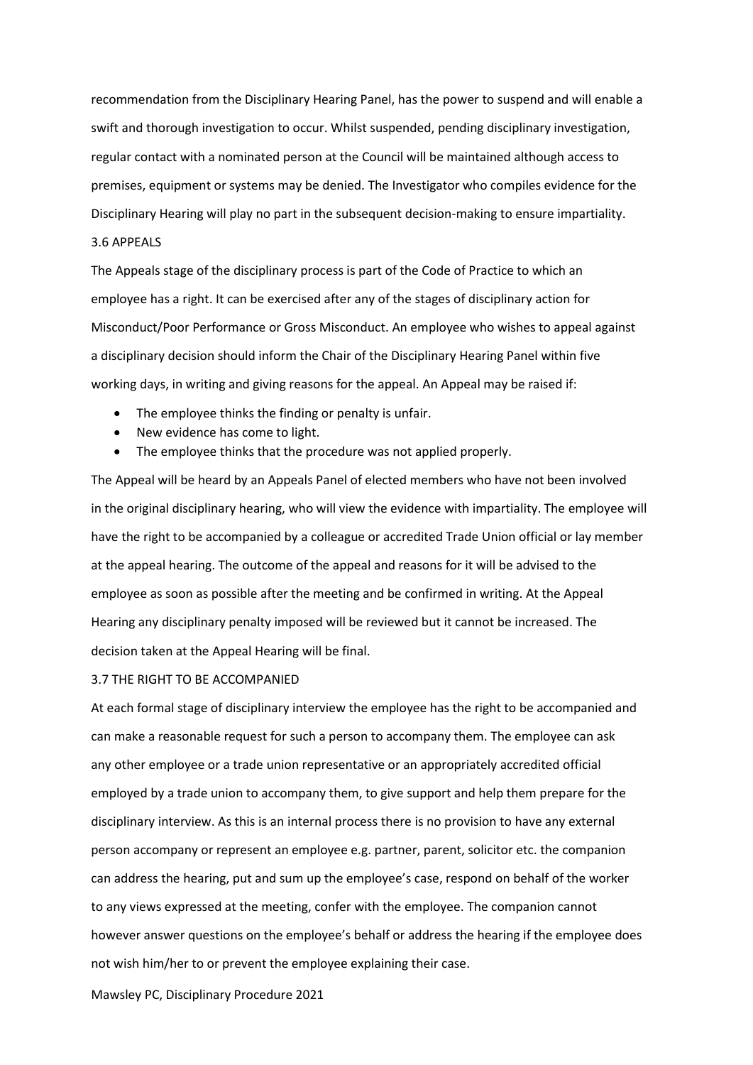recommendation from the Disciplinary Hearing Panel, has the power to suspend and will enable a swift and thorough investigation to occur. Whilst suspended, pending disciplinary investigation, regular contact with a nominated person at the Council will be maintained although access to premises, equipment or systems may be denied. The Investigator who compiles evidence for the Disciplinary Hearing will play no part in the subsequent decision-making to ensure impartiality.

### 3.6 APPEALS

The Appeals stage of the disciplinary process is part of the Code of Practice to which an employee has a right. It can be exercised after any of the stages of disciplinary action for Misconduct/Poor Performance or Gross Misconduct. An employee who wishes to appeal against a disciplinary decision should inform the Chair of the Disciplinary Hearing Panel within five working days, in writing and giving reasons for the appeal. An Appeal may be raised if:

- The employee thinks the finding or penalty is unfair.
- New evidence has come to light.
- The employee thinks that the procedure was not applied properly.

The Appeal will be heard by an Appeals Panel of elected members who have not been involved in the original disciplinary hearing, who will view the evidence with impartiality. The employee will have the right to be accompanied by a colleague or accredited Trade Union official or lay member at the appeal hearing. The outcome of the appeal and reasons for it will be advised to the employee as soon as possible after the meeting and be confirmed in writing. At the Appeal Hearing any disciplinary penalty imposed will be reviewed but it cannot be increased. The decision taken at the Appeal Hearing will be final.

### 3.7 THE RIGHT TO BE ACCOMPANIED

At each formal stage of disciplinary interview the employee has the right to be accompanied and can make a reasonable request for such a person to accompany them. The employee can ask any other employee or a trade union representative or an appropriately accredited official employed by a trade union to accompany them, to give support and help them prepare for the disciplinary interview. As this is an internal process there is no provision to have any external person accompany or represent an employee e.g. partner, parent, solicitor etc. the companion can address the hearing, put and sum up the employee's case, respond on behalf of the worker to any views expressed at the meeting, confer with the employee. The companion cannot however answer questions on the employee's behalf or address the hearing if the employee does not wish him/her to or prevent the employee explaining their case.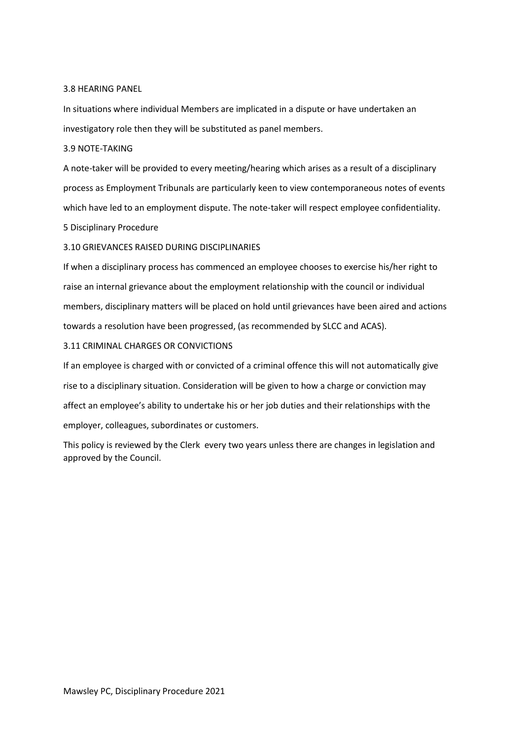### 3.8 HEARING PANEL

In situations where individual Members are implicated in a dispute or have undertaken an investigatory role then they will be substituted as panel members.

### 3.9 NOTE-TAKING

A note-taker will be provided to every meeting/hearing which arises as a result of a disciplinary process as Employment Tribunals are particularly keen to view contemporaneous notes of events which have led to an employment dispute. The note-taker will respect employee confidentiality.

5 Disciplinary Procedure

### 3.10 GRIEVANCES RAISED DURING DISCIPLINARIES

If when a disciplinary process has commenced an employee chooses to exercise his/her right to raise an internal grievance about the employment relationship with the council or individual members, disciplinary matters will be placed on hold until grievances have been aired and actions towards a resolution have been progressed, (as recommended by SLCC and ACAS).

### 3.11 CRIMINAL CHARGES OR CONVICTIONS

If an employee is charged with or convicted of a criminal offence this will not automatically give rise to a disciplinary situation. Consideration will be given to how a charge or conviction may affect an employee's ability to undertake his or her job duties and their relationships with the employer, colleagues, subordinates or customers.

This policy is reviewed by the Clerk every two years unless there are changes in legislation and approved by the Council.